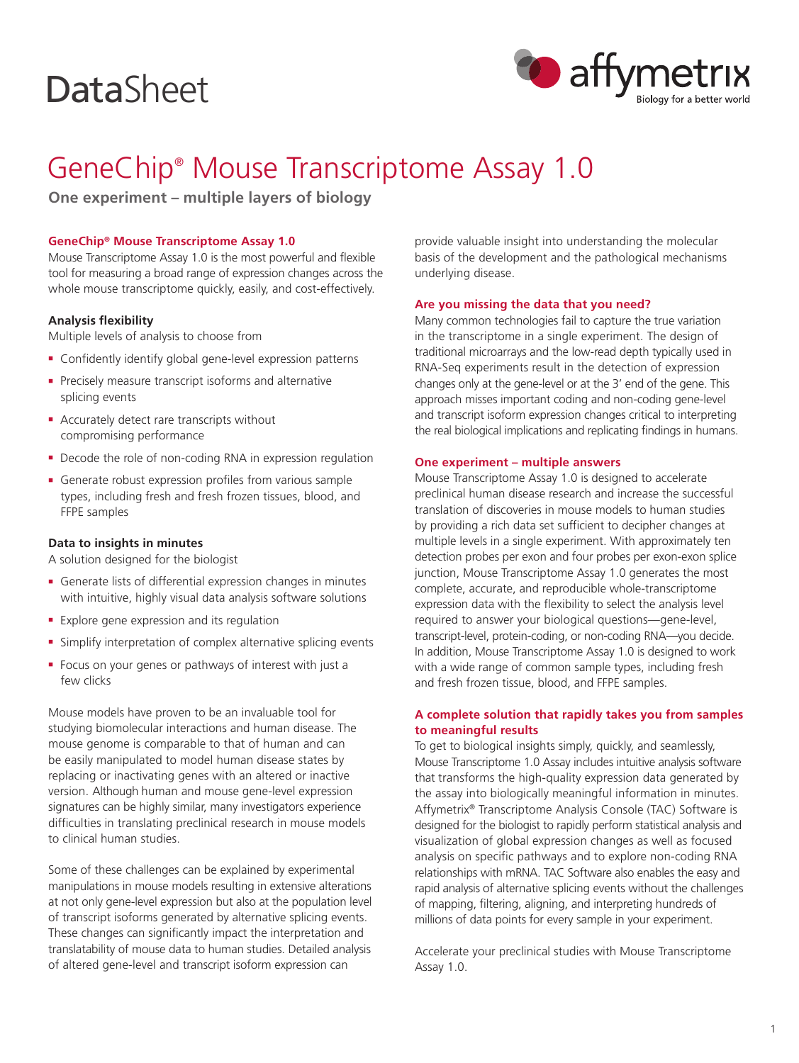DataSheet

# GeneChip® Mouse Transcriptome Assay 1.0

**One experiment – multiple layers of biology**

### GeneChip® Mouse Transcriptome Assay 1.0

Mouse Transcriptome Assay 1.0 is the most powerful and flexible tool for measuring a broad range of expression changes across the whole mouse transcriptome quickly, easily, and cost-effectively.

#### Analysis flexibility

Multiple levels of analysis to choose from

- Confidently identify global gene-level expression patterns
- Precisely measure transcript isoforms and alternative splicing events
- Accurately detect rare transcripts without compromising performance
- Decode the role of non-coding RNA in expression regulation
- Generate robust expression profiles from various sample types, including fresh and fresh frozen tissues, blood, and FFPE samples

#### Data to insights in minutes

A solution designed for the biologist

- Generate lists of differential expression changes in minutes with intuitive, highly visual data analysis software solutions
- Explore gene expression and its regulation
- Simplify interpretation of complex alternative splicing events
- Focus on your genes or pathways of interest with just a few clicks

Mouse models have proven to be an invaluable tool for studying biomolecular interactions and human disease. The mouse genome is comparable to that of human and can be easily manipulated to model human disease states by replacing or inactivating genes with an altered or inactive version. Although human and mouse gene-level expression signatures can be highly similar, many investigators experience difficulties in translating preclinical research in mouse models to clinical human studies.

Some of these challenges can be explained by experimental manipulations in mouse models resulting in extensive alterations at not only gene-level expression but also at the population level of transcript isoforms generated by alternative splicing events. These changes can significantly impact the interpretation and translatability of mouse data to human studies. Detailed analysis of altered gene-level and transcript isoform expression can provide valuable insight into understanding the molecular basis of the development and the pathological mechanisms underlying disease.

### Are you missing the data that you need?

Many common technologies fail to capture the true variation in the transcriptome in a single experiment. The design of traditional microarrays and the low-read depth typically used in RNA-Seq experiments result in the detection of expression changes only at the gene-level or at the 3′ end of the gene. This approach misses important coding and non-coding gene-level and transcript isoform expression changes critical to interpreting the real biological implications and replicating findings in humans.

### One experiment – multiple answers

Mouse Transcriptome Assay 1.0 is designed to accelerate preclinical human disease research and increase the successful translation of discoveries in mouse models to human studies by providing a rich data set sufficient to decipher changes at multiple levels in a single experiment. With approximately ten detection probes per exon and four probes per exon-exon splice junction, Mouse Transcriptome Assay 1.0 generates the most complete, accurate, and reproducible whole-transcriptome expression data with the flexibility to select the analysis level required to answer your biological questions—gene-level, transcript-level, protein-coding, or non-coding RNA—you decide. In addition, Mouse Transcriptome Assay 1.0 is designed to work with a wide range of common sample types, including fresh and fresh frozen tissue, blood, and FFPE samples.

### A complete solution that rapidly takes you from samples to meaningful results

To get to biological insights simply, quickly, and seamlessly, Mouse Transcriptome 1.0 Assay includes intuitive analysis software that transforms the high-quality expression data generated by the assay into biologically meaningful information in minutes. Affymetrix® Transcriptome Analysis Console (TAC) Software is designed for the biologist to rapidly perform statistical analysis and visualization of global expression changes as well as focused analysis on specific pathways and to explore non-coding RNA relationships with mRNA. TAC Software also enables the easy and rapid analysis of alternative splicing events without the challenges of mapping, filtering, aligning, and interpreting hundreds of millions of data points for every sample in your experiment.

Accelerate your preclinical studies with Mouse Transcriptome Assay 1.0.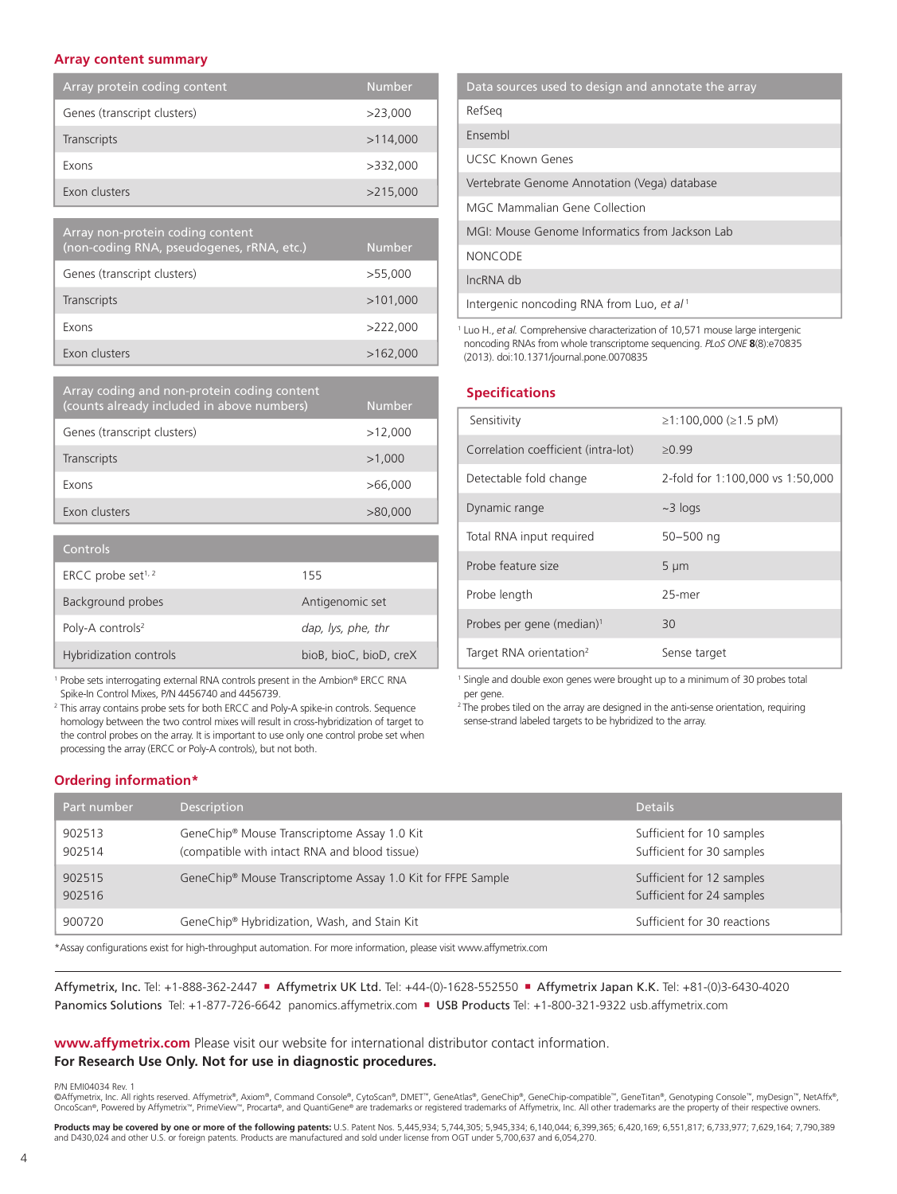## Array content summary

| Array protein coding content | Number |
|---|---|
| Genes (transcript clusters) | >23,000 |
| Transcripts | >114,000 |
| Exons | >332,000 |
| Exon clusters | >215,000 |

| Array non-protein coding content (non-coding RNA, pseudogenes, rRNA, etc.) | Number |
|---|---|
| Genes (transcript clusters) | >55,000 |
| Transcripts | >101,000 |
| Exons | >222,000 |
| Exon clusters | >162,000 |

| Array coding and non-protein coding content (counts already included in above numbers) | Number |
|---|---|
| Genes (transcript clusters) | >12,000 |
| Transcripts | >1,000 |
| Exons | >66,000 |
| Exon clusters | >80,000 |

| Controls | |
|---|---|
| ERCC probe set[1, 2] | 155 |
| Background probes | Antigenomic set |
| Poly-A controls[2] | *dap, lys, phe, thr* |
| Hybridization controls | bioB, bioC, bioD, creX |

[1] Probe sets interrogating external RNA controls present in the Ambion® ERCC RNA Spike-In Control Mixes, P/N 4456740 and 4456739.

[2] This array contains probe sets for both ERCC and Poly-A spike-in controls. Sequence homology between the two control mixes will result in cross-hybridization of target to the control probes on the array. It is important to use only one control probe set when processing the array (ERCC or Poly-A controls), but not both.

| Data sources used to design and annotate the array |
|---|
| RefSeq |
| Ensembl |
| UCSC Known Genes |
| Vertebrate Genome Annotation (Vega) database |
| MGC Mammalian Gene Collection |
| MGI: Mouse Genome Informatics from Jackson Lab |
| NONCODE |
| lncRNA db |
| Intergenic noncoding RNA from Luo, *et al*[1] |

[1] Luo H., *et al.* Comprehensive characterization of 10,571 mouse large intergenic noncoding RNAs from whole transcriptome sequencing. *PLoS ONE* **8**(8):e70835 (2013). doi:10.1371/journal.pone.0070835

## Specifications

| | |
|---|---|
| Sensitivity | ≥1:100,000 (≥1.5 pM) |
| Correlation coefficient (intra-lot) | ≥0.99 |
| Detectable fold change | 2-fold for 1:100,000 vs 1:50,000 |
| Dynamic range | ~3 logs |
| Total RNA input required | 50–500 ng |
| Probe feature size | 5 µm |
| Probe length | 25-mer |
| Probes per gene (median)[1] | 30 |
| Target RNA orientation[2] | Sense target |

[1] Single and double exon genes were brought up to a minimum of 30 probes total per gene.

[2] The probes tiled on the array are designed in the anti-sense orientation, requiring sense-strand labeled targets to be hybridized to the array.

## Ordering information*

| Part number | Description | Details |
|---|---|---|
| 902513<br>902514 | GeneChip® Mouse Transcriptome Assay 1.0 Kit (compatible with intact RNA and blood tissue) | Sufficient for 10 samples<br>Sufficient for 30 samples |
| 902515<br>902516 | GeneChip® Mouse Transcriptome Assay 1.0 Kit for FFPE Sample | Sufficient for 12 samples<br>Sufficient for 24 samples |
| 900720 | GeneChip® Hybridization, Wash, and Stain Kit | Sufficient for 30 reactions |

*Assay configurations exist for high-throughput automation. For more information, please visit www.affymetrix.com

**Affymetrix, Inc.** Tel: +1-888-362-2447 ▪ **Affymetrix UK Ltd.** Tel: +44-(0)-1628-552550 ▪ **Affymetrix Japan K.K.** Tel: +81-(0)3-6430-4020
**Panomics Solutions** Tel: +1-877-726-6642 panomics.affymetrix.com ▪ **USB Products** Tel: +1-800-321-9322 usb.affymetrix.com

**www.affymetrix.com** Please visit our website for international distributor contact information.
**For Research Use Only. Not for use in diagnostic procedures.**

P/N EMI04034 Rev. 1
©Affymetrix, Inc. All rights reserved. Affymetrix®, Axiom®, Command Console®, CytoScan®, DMET™, GeneAtlas®, GeneChip®, GeneChip-compatible™, GeneTitan®, Genotyping Console™, myDesign™, NetAffx®, OncoScan®, Powered by Affymetrix™, PrimeView™, Procarta®, and QuantiGene® are trademarks or registered trademarks of Affymetrix, Inc. All other trademarks are the property of their respective owners.

**Products may be covered by one or more of the following patents:** U.S. Patent Nos. 5,445,934; 5,744,305; 5,945,334; 6,140,044; 6,399,365; 6,420,169; 6,551,817; 6,733,977; 7,629,164; 7,790,389 and D430,024 and other U.S. or foreign patents. Products are manufactured and sold under license from OGT under 5,700,637 and 6,054,270.